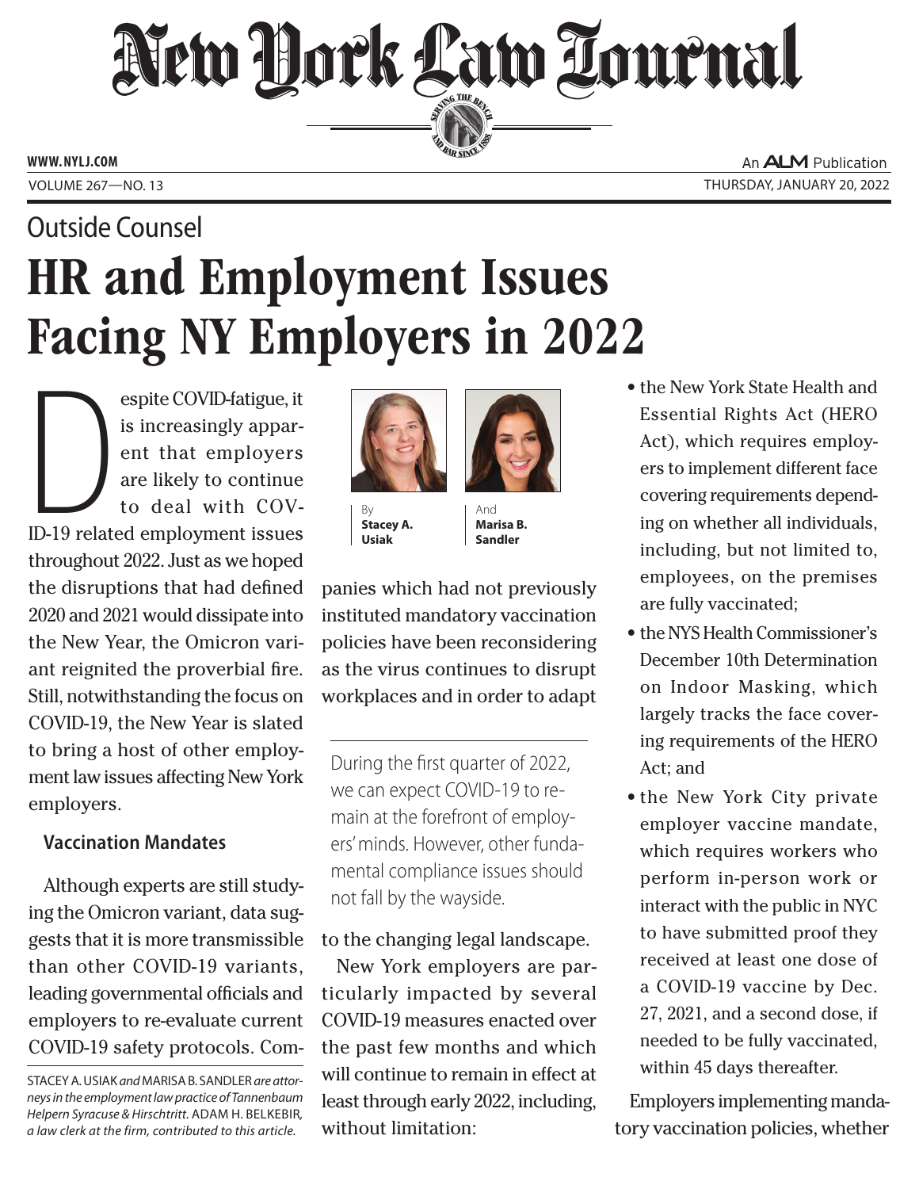# New York Law Journal

Outside Counsel

# HR and Employment Issues Facing NY Employers in 2022

By **Stacey A. Usiak** And **Marisa B. Sandler**

Despite COVID-fatigue, it is increasingly apparent that employers are likely to continue to deal with COVID-19 related employment issues throughout 2022. Just as we hoped the disruptions that had defined 2020 and 2021 would dissipate into the New Year, the Omicron variant reignited the proverbial fire. Still, notwithstanding the focus on COVID-19, the New Year is slated to bring a host of other employment law issues affecting New York employers.

### Vaccination Mandates

Although experts are still studying the Omicron variant, data suggests that it is more transmissible than other COVID-19 variants, leading governmental officials and employers to re-evaluate current COVID-19 safety protocols. Companies which had not previously instituted mandatory vaccination policies have been reconsidering as the virus continues to disrupt workplaces and in order to adapt to the changing legal landscape.

> During the first quarter of 2022, we can expect COVID-19 to remain at the forefront of employers' minds. However, other fundamental compliance issues should not fall by the wayside.

New York employers are particularly impacted by several COVID-19 measures enacted over the past few months and which will continue to remain in effect at least through early 2022, including, without limitation:

- the New York State Health and Essential Rights Act (HERO Act), which requires employers to implement different face covering requirements depending on whether all individuals, including, but not limited to, employees, on the premises are fully vaccinated;
- the NYS Health Commissioner's December 10th Determination on Indoor Masking, which largely tracks the face covering requirements of the HERO Act; and
- the New York City private employer vaccine mandate, which requires workers who perform in-person work or interact with the public in NYC to have submitted proof they received at least one dose of a COVID-19 vaccine by Dec. 27, 2021, and a second dose, if needed to be fully vaccinated, within 45 days thereafter.

Employers implementing mandatory vaccination policies, whether

STACEY A. USIAK *and* MARISA B. SANDLER *are attorneys in the employment law practice of Tannenbaum Helpern Syracuse & Hirschtritt.* ADAM H. BELKEBIR, *a law clerk at the firm, contributed to this article.*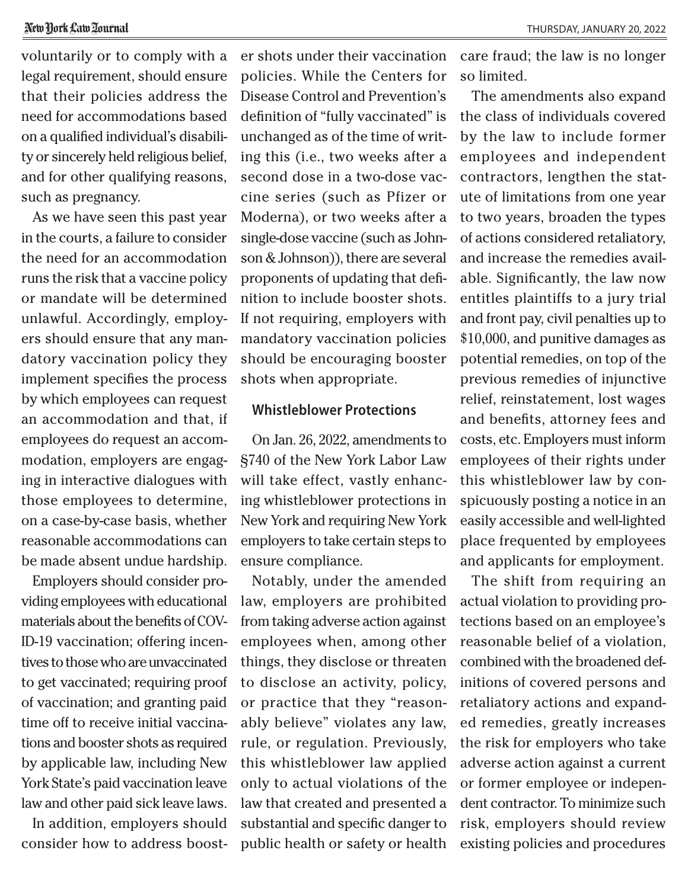voluntarily or to comply with a legal requirement, should ensure that their policies address the need for accommodations based on a qualified individual's disability or sincerely held religious belief, and for other qualifying reasons, such as pregnancy.

As we have seen this past year in the courts, a failure to consider the need for an accommodation runs the risk that a vaccine policy or mandate will be determined unlawful. Accordingly, employers should ensure that any mandatory vaccination policy they implement specifies the process by which employees can request an accommodation and that, if employees do request an accommodation, employers are engaging in interactive dialogues with those employees to determine, on a case-by-case basis, whether reasonable accommodations can be made absent undue hardship.

Employers should consider providing employees with educational materials about the benefits of COVID-19 vaccination; offering incentives to those who are unvaccinated to get vaccinated; requiring proof of vaccination; and granting paid time off to receive initial vaccinations and booster shots as required by applicable law, including New York State's paid vaccination leave law and other paid sick leave laws.

In addition, employers should consider how to address booster shots under their vaccination policies. While the Centers for Disease Control and Prevention's definition of "fully vaccinated" is unchanged as of the time of writing this (i.e., two weeks after a second dose in a two-dose vaccine series (such as Pfizer or Moderna), or two weeks after a single-dose vaccine (such as Johnson & Johnson)), there are several proponents of updating that definition to include booster shots. If not requiring, employers with mandatory vaccination policies should be encouraging booster shots when appropriate.

## Whistleblower Protections

On Jan. 26, 2022, amendments to §740 of the New York Labor Law will take effect, vastly enhancing whistleblower protections in New York and requiring New York employers to take certain steps to ensure compliance.

Notably, under the amended law, employers are prohibited from taking adverse action against employees when, among other things, they disclose or threaten to disclose an activity, policy, or practice that they "reasonably believe" violates any law, rule, or regulation. Previously, this whistleblower law applied only to actual violations of the law that created and presented a substantial and specific danger to public health or safety or health care fraud; the law is no longer so limited.

The amendments also expand the class of individuals covered by the law to include former employees and independent contractors, lengthen the statute of limitations from one year to two years, broaden the types of actions considered retaliatory, and increase the remedies available. Significantly, the law now entitles plaintiffs to a jury trial and front pay, civil penalties up to $10,000, and punitive damages as potential remedies, on top of the previous remedies of injunctive relief, reinstatement, lost wages and benefits, attorney fees and costs, etc. Employers must inform employees of their rights under this whistleblower law by conspicuously posting a notice in an easily accessible and well-lighted place frequented by employees and applicants for employment.

The shift from requiring an actual violation to providing protections based on an employee's reasonable belief of a violation, combined with the broadened definitions of covered persons and retaliatory actions and expanded remedies, greatly increases the risk for employers who take adverse action against a current or former employee or independent contractor. To minimize such risk, employers should review existing policies and procedures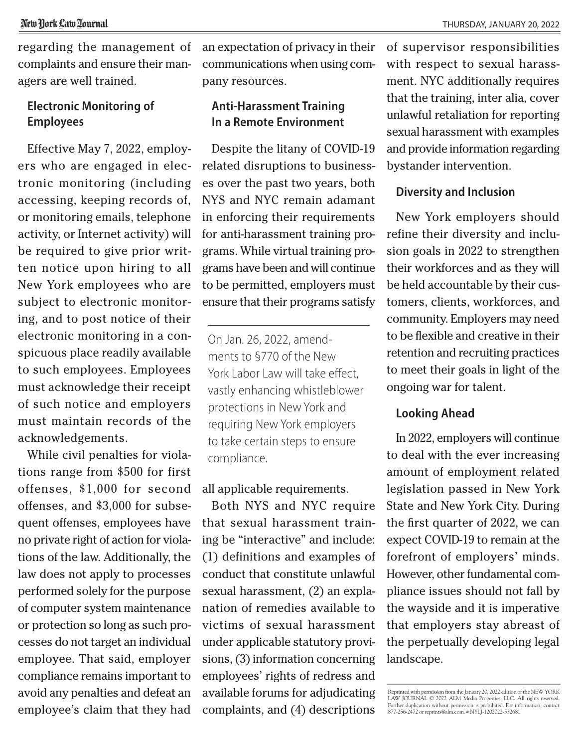regarding the management of complaints and ensure their managers are well trained.

### Electronic Monitoring of Employees

Effective May 7, 2022, employers who are engaged in electronic monitoring (including accessing, keeping records of, or monitoring emails, telephone activity, or Internet activity) will be required to give prior written notice upon hiring to all New York employees who are subject to electronic monitoring, and to post notice of their electronic monitoring in a conspicuous place readily available to such employees. Employees must acknowledge their receipt of such notice and employers must maintain records of the acknowledgements.

While civil penalties for violations range from $500 for first offenses, $1,000 for second offenses, and $3,000 for subsequent offenses, employees have no private right of action for violations of the law. Additionally, the law does not apply to processes performed solely for the purpose of computer system maintenance or protection so long as such processes do not target an individual employee. That said, employer compliance remains important to avoid any penalties and defeat an employee's claim that they had an expectation of privacy in their communications when using company resources.

### Anti-Harassment Training In a Remote Environment

Despite the litany of COVID-19 related disruptions to businesses over the past two years, both NYS and NYC remain adamant in enforcing their requirements for anti-harassment training programs. While virtual training programs have been and will continue to be permitted, employers must ensure that their programs satisfy all applicable requirements.

> On Jan. 26, 2022, amendments to §770 of the New York Labor Law will take effect, vastly enhancing whistleblower protections in New York and requiring New York employers to take certain steps to ensure compliance.

Both NYS and NYC require that sexual harassment training be "interactive" and include: (1) definitions and examples of conduct that constitute unlawful sexual harassment, (2) an explanation of remedies available to victims of sexual harassment under applicable statutory provisions, (3) information concerning employees' rights of redress and available forums for adjudicating complaints, and (4) descriptions of supervisor responsibilities with respect to sexual harassment. NYC additionally requires that the training, inter alia, cover unlawful retaliation for reporting sexual harassment with examples and provide information regarding bystander intervention.

### Diversity and Inclusion

New York employers should refine their diversity and inclusion goals in 2022 to strengthen their workforces and as they will be held accountable by their customers, clients, workforces, and community. Employers may need to be flexible and creative in their retention and recruiting practices to meet their goals in light of the ongoing war for talent.

### Looking Ahead

In 2022, employers will continue to deal with the ever increasing amount of employment related legislation passed in New York State and New York City. During the first quarter of 2022, we can expect COVID-19 to remain at the forefront of employers' minds. However, other fundamental compliance issues should not fall by the wayside and it is imperative that employers stay abreast of the perpetually developing legal landscape.

Reprinted with permission from the January 20, 2022 edition of the NEW YORK LAW JOURNAL © 2022 ALM Media Properties, LLC. All rights reserved. Further duplication without permission is prohibited. For information, contact 877-256-2472 or reprints@alm.com. # NYLJ-1202022-532681